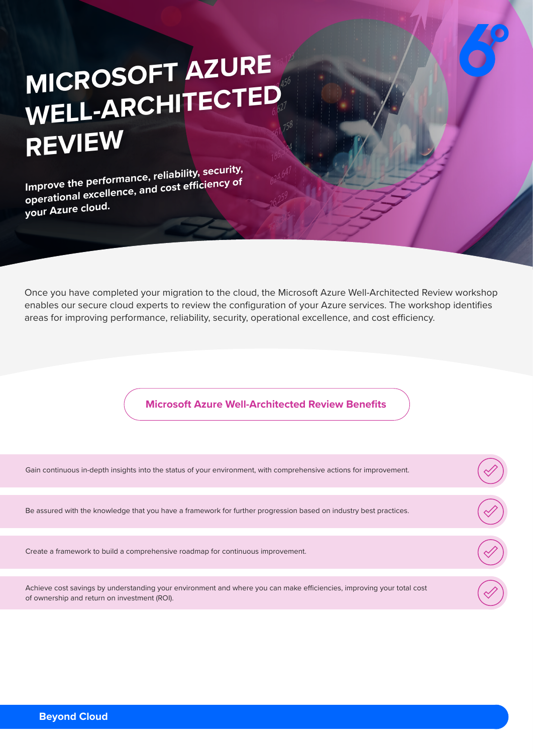# MICROSOFT AZURE WELL-ARCHITECTED REVIEW

**Improve the performance, reliability, security, operational excellence, and cost efficiency of your Azure cloud.**

Once you have completed your migration to the cloud, the Microsoft Azure Well-Architected Review workshop enables our secure cloud experts to review the configuration of your Azure services. The workshop identifies areas for improving performance, reliability, security, operational excellence, and cost efficiency.

## Microsoft Azure Well-Architected Review Benefits

- Gain continuous in-depth insights into the status of your environment, with comprehensive actions for improvement.
- Be assured with the knowledge that you have a framework for further progression based on industry best practices.
- Create a framework to build a comprehensive roadmap for continuous improvement.
- Achieve cost savings by understanding your environment and where you can make efficiencies, improving your total cost of ownership and return on investment (ROI).

**Beyond Cloud**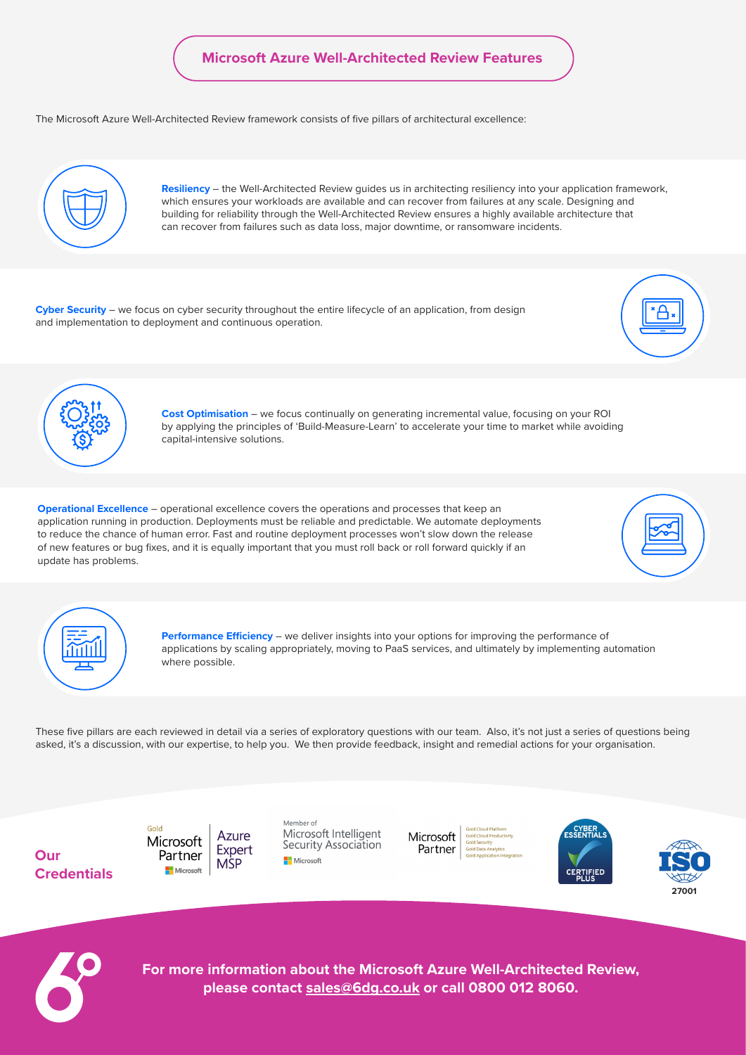## Microsoft Azure Well-Architected Review Features

The Microsoft Azure Well-Architected Review framework consists of five pillars of architectural excellence:

**Resiliency** – the Well-Architected Review guides us in architecting resiliency into your application framework, which ensures your workloads are available and can recover from failures at any scale. Designing and building for reliability through the Well-Architected Review ensures a highly available architecture that can recover from failures such as data loss, major downtime, or ransomware incidents.

**Cyber Security** – we focus on cyber security throughout the entire lifecycle of an application, from design and implementation to deployment and continuous operation.

**Cost Optimisation** – we focus continually on generating incremental value, focusing on your ROI by applying the principles of 'Build-Measure-Learn' to accelerate your time to market while avoiding capital-intensive solutions.

**Operational Excellence** – operational excellence covers the operations and processes that keep an application running in production. Deployments must be reliable and predictable. We automate deployments to reduce the chance of human error. Fast and routine deployment processes won't slow down the release of new features or bug fixes, and it is equally important that you must roll back or roll forward quickly if an update has problems.

**Performance Efficiency** – we deliver insights into your options for improving the performance of applications by scaling appropriately, moving to PaaS services, and ultimately by implementing automation where possible.

These five pillars are each reviewed in detail via a series of exploratory questions with our team. Also, it's not just a series of questions being asked, it's a discussion, with our expertise, to help you. We then provide feedback, insight and remedial actions for your organisation.

**Our Credentials**

Gold Microsoft Partner – Azure Expert MSP

Member of Microsoft Intelligent Security Association

Microsoft Partner – Gold Cloud Platform, Gold Cloud Productivity, Gold Security, Gold Data Analytics, Gold Application Integration

Cyber Essentials Certified Plus

ISO 27001

**For more information about the Microsoft Azure Well-Architected Review, please contact sales@6dg.co.uk or call 0800 012 8060.**